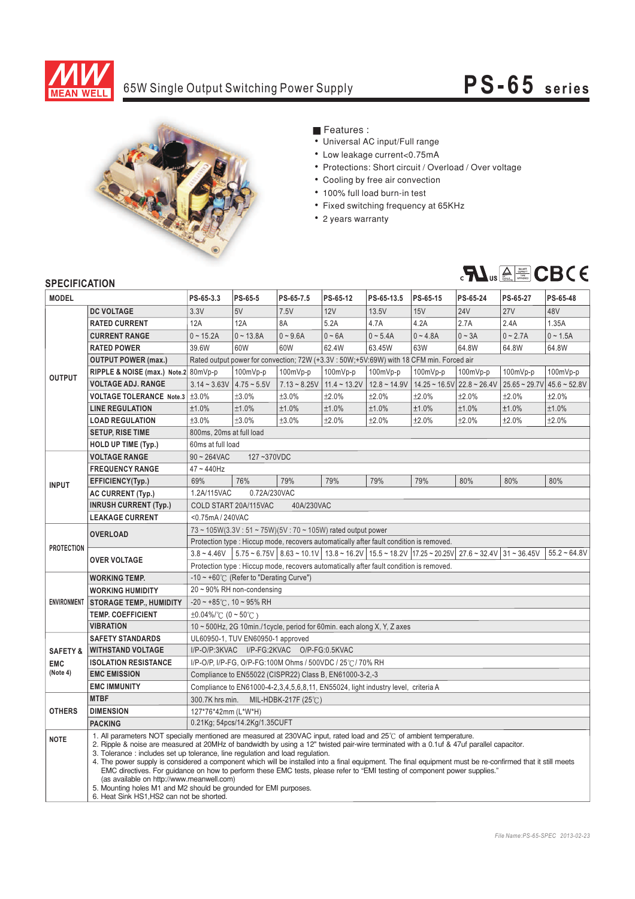# 65W Single Output Switching Power Supply

## PS-65 series

■ Features :

- Universal AC input/Full range
- Low leakage current<0.75mA
- Protections: Short circuit / Overload / Over voltage
- Cooling by free air convection
- 100% full load burn-in test
- Fixed switching frequency at 65KHz
- 2 years warranty

## SPECIFICATION

| MODEL | | PS-65-3.3 | PS-65-5 | PS-65-7.5 | PS-65-12 | PS-65-13.5 | PS-65-15 | PS-65-24 | PS-65-27 | PS-65-48 |
|---|---|---|---|---|---|---|---|---|---|---|
| OUTPUT | DC VOLTAGE | 3.3V | 5V | 7.5V | 12V | 13.5V | 15V | 24V | 27V | 48V |
| | RATED CURRENT | 12A | 12A | 8A | 5.2A | 4.7A | 4.2A | 2.7A | 2.4A | 1.35A |
| | CURRENT RANGE | 0 ~ 15.2A | 0 ~ 13.8A | 0 ~ 9.6A | 0 ~ 6A | 0 ~ 5.4A | 0 ~ 4.8A | 0 ~ 3A | 0 ~ 2.7A | 0 ~ 1.5A |
| | RATED POWER | 39.6W | 60W | 60W | 62.4W | 63.45W | 63W | 64.8W | 64.8W | 64.8W |
| | OUTPUT POWER (max.) | Rated output power for convection; 72W (+3.3V : 50W;+5V:69W) with 18 CFM min. Forced air | | | | | | | | |
| | RIPPLE & NOISE (max.) Note.2 | 80mVp-p | 100mVp-p | 100mVp-p | 100mVp-p | 100mVp-p | 100mVp-p | 100mVp-p | 100mVp-p | 100mVp-p |
| | VOLTAGE ADJ. RANGE | 3.14 ~ 3.63V | 4.75 ~ 5.5V | 7.13 ~ 8.25V | 11.4 ~ 13.2V | 12.8 ~ 14.9V | 14.25 ~ 16.5V | 22.8 ~ 26.4V | 25.65 ~ 29.7V | 45.6 ~ 52.8V |
| | VOLTAGE TOLERANCE Note.3 | ±3.0% | ±3.0% | ±3.0% | ±2.0% | ±2.0% | ±2.0% | ±2.0% | ±2.0% | ±2.0% |
| | LINE REGULATION | ±1.0% | ±1.0% | ±1.0% | ±1.0% | ±1.0% | ±1.0% | ±1.0% | ±1.0% | ±1.0% |
| | LOAD REGULATION | ±3.0% | ±3.0% | ±3.0% | ±2.0% | ±2.0% | ±2.0% | ±2.0% | ±2.0% | ±2.0% |
| | SETUP, RISE TIME | 800ms, 20ms at full load | | | | | | | | |
| | HOLD UP TIME (Typ.) | 60ms at full load | | | | | | | | |
| INPUT | VOLTAGE RANGE | 90 ~ 264VAC 127 ~370VDC | | | | | | | | |
| | FREQUENCY RANGE | 47 ~ 440Hz | | | | | | | | |
| | EFFICIENCY(Typ.) | 69% | 76% | 79% | 79% | 79% | 79% | 80% | 80% | 80% |
| | AC CURRENT (Typ.) | 1.2A/115VAC 0.72A/230VAC | | | | | | | | |
| | INRUSH CURRENT (Typ.) | COLD START 20A/115VAC 40A/230VAC | | | | | | | | |
| | LEAKAGE CURRENT | <0.75mA / 240VAC | | | | | | | | |
| PROTECTION | OVERLOAD | 73 ~ 105W(3.3V : 51 ~ 75W)(5V : 70 ~ 105W) rated output power | | | | | | | | |
| | | Protection type : Hiccup mode, recovers automatically after fault condition is removed. | | | | | | | | |
| | OVER VOLTAGE | 3.8 ~ 4.46V | 5.75 ~ 6.75V | 8.63 ~ 10.1V | 13.8 ~ 16.2V | 15.5 ~ 18.2V | 17.25 ~ 20.25V | 27.6 ~ 32.4V | 31 ~ 36.45V | 55.2 ~ 64.8V |
| | | Protection type : Hiccup mode, recovers automatically after fault condition is removed. | | | | | | | | |
| ENVIRONMENT | WORKING TEMP. | -10 ~ +60℃ (Refer to "Derating Curve") | | | | | | | | |
| | WORKING HUMIDITY | 20 ~ 90% RH non-condensing | | | | | | | | |
| | STORAGE TEMP., HUMIDITY | -20 ~ +85℃, 10 ~ 95% RH | | | | | | | | |
| | TEMP. COEFFICIENT | ±0.04%/℃ (0 ~ 50℃) | | | | | | | | |
| | VIBRATION | 10 ~ 500Hz, 2G 10min./1cycle, period for 60min. each along X, Y, Z axes | | | | | | | | |
| SAFETY & EMC (Note 4) | SAFETY STANDARDS | UL60950-1, TUV EN60950-1 approved | | | | | | | | |
| | WITHSTAND VOLTAGE | I/P-O/P:3KVAC I/P-FG:2KVAC O/P-FG:0.5KVAC | | | | | | | | |
| | ISOLATION RESISTANCE | I/P-O/P, I/P-FG, O/P-FG:100M Ohms / 500VDC / 25℃/ 70% RH | | | | | | | | |
| | EMC EMISSION | Compliance to EN55022 (CISPR22) Class B, EN61000-3-2,-3 | | | | | | | | |
| | EMC IMMUNITY | Compliance to EN61000-4-2,3,4,5,6,8,11, EN55024, light industry level, criteria A | | | | | | | | |
| OTHERS | MTBF | 300.7K hrs min. MIL-HDBK-217F (25℃) | | | | | | | | |
| | DIMENSION | 127*76*42mm (L*W*H) | | | | | | | | |
| | PACKING | 0.21Kg; 54pcs/14.2Kg/1.35CUFT | | | | | | | | |

**NOTE**

1. All parameters NOT specially mentioned are measured at 230VAC input, rated load and 25℃ of ambient temperature.
2. Ripple & noise are measured at 20MHz of bandwidth by using a 12" twisted pair-wire terminated with a 0.1uf & 47uf parallel capacitor.
3. Tolerance : includes set up tolerance, line regulation and load regulation.
4. The power supply is considered a component which will be installed into a final equipment. The final equipment must be re-confirmed that it still meets EMC directives. For guidance on how to perform these EMC tests, please refer to "EMI testing of component power supplies." (as available on http://www.meanwell.com)
5. Mounting holes M1 and M2 should be grounded for EMI purposes.
6. Heat Sink HS1,HS2 can not be shorted.

File Name:PS-65-SPEC 2013-02-23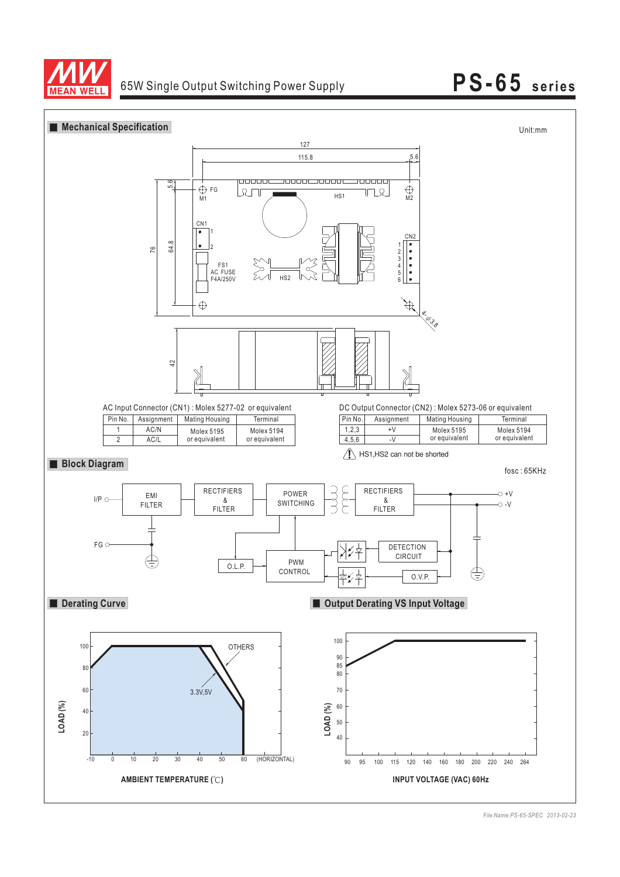# 65W Single Output Switching Power Supply

# PS-65 series

## Mechanical Specification

Unit:mm

127
115.8
5.6
5.6
76
64.8
FG
M1
HS1
M2
CN1
1
2
CN2
1
2
3
4
5
6
FS1
AC FUSE
F4A/250V
HS2
4-φ3.8
42

AC Input Connector (CN1) : Molex 5277-02 or equivalent

| Pin No. | Assignment | Mating Housing | Terminal |
|---|---|---|---|
| 1 | AC/N | Molex 5195 or equivalent | Molex 5194 or equivalent |
| 2 | AC/L | | |

DC Output Connector (CN2) : Molex 5273-06 or equivalent

| Pin No. | Assignment | Mating Housing | Terminal |
|---|---|---|---|
| 1,2,3 | +V | Molex 5195 or equivalent | Molex 5194 or equivalent |
| 4,5,6 | -V | | |

⚠ HS1,HS2 can not be shorted

## Block Diagram

fosc : 65KHz

I/P
FG
EMI FILTER
RECTIFIERS & FILTER
POWER SWITCHING
RECTIFIERS & FILTER
+V
-V
O.L.P.
PWM CONTROL
DETECTION CIRCUIT
O.V.P.

## Derating Curve

LOAD (%)
100
80
60
40
20
-10 0 10 20 30 40 50 60 (HORIZONTAL)
OTHERS
3.3V,5V
AMBIENT TEMPERATURE (℃)

## Output Derating VS Input Voltage

LOAD (%)
100
90
85
80
70
60
50
40
90 95 100 115 120 140 160 180 200 220 240 264
INPUT VOLTAGE (VAC) 60Hz

*File Name:PS-65-SPEC 2013-02-23*